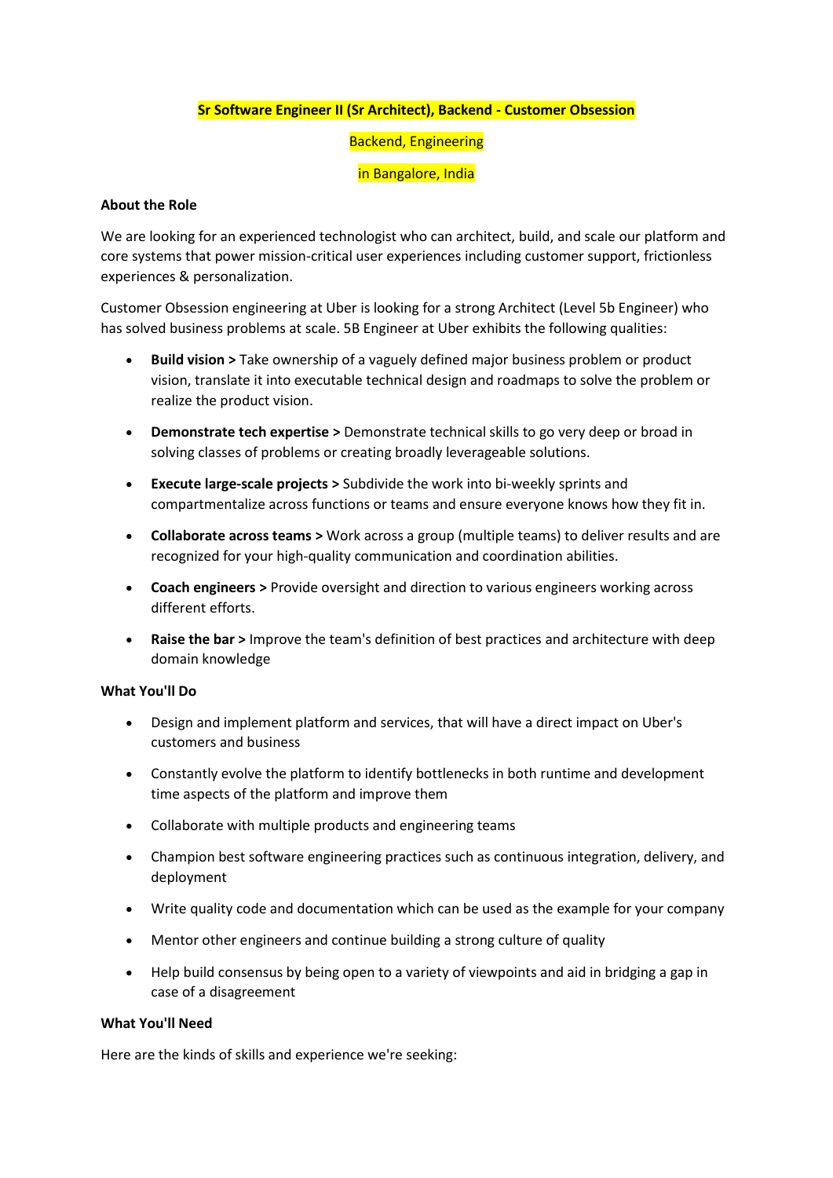**Sr Software Engineer II (Sr Architect), Backend - Customer Obsession**

Backend, Engineering

in Bangalore, India

**About the Role**

We are looking for an experienced technologist who can architect, build, and scale our platform and core systems that power mission-critical user experiences including customer support, frictionless experiences & personalization.

Customer Obsession engineering at Uber is looking for a strong Architect (Level 5b Engineer) who has solved business problems at scale. 5B Engineer at Uber exhibits the following qualities:

- **Build vision >** Take ownership of a vaguely defined major business problem or product vision, translate it into executable technical design and roadmaps to solve the problem or realize the product vision.
- **Demonstrate tech expertise >** Demonstrate technical skills to go very deep or broad in solving classes of problems or creating broadly leverageable solutions.
- **Execute large-scale projects >** Subdivide the work into bi-weekly sprints and compartmentalize across functions or teams and ensure everyone knows how they fit in.
- **Collaborate across teams >** Work across a group (multiple teams) to deliver results and are recognized for your high-quality communication and coordination abilities.
- **Coach engineers >** Provide oversight and direction to various engineers working across different efforts.
- **Raise the bar >** Improve the team's definition of best practices and architecture with deep domain knowledge

**What You'll Do**

- Design and implement platform and services, that will have a direct impact on Uber's customers and business
- Constantly evolve the platform to identify bottlenecks in both runtime and development time aspects of the platform and improve them
- Collaborate with multiple products and engineering teams
- Champion best software engineering practices such as continuous integration, delivery, and deployment
- Write quality code and documentation which can be used as the example for your company
- Mentor other engineers and continue building a strong culture of quality
- Help build consensus by being open to a variety of viewpoints and aid in bridging a gap in case of a disagreement

**What You'll Need**

Here are the kinds of skills and experience we're seeking: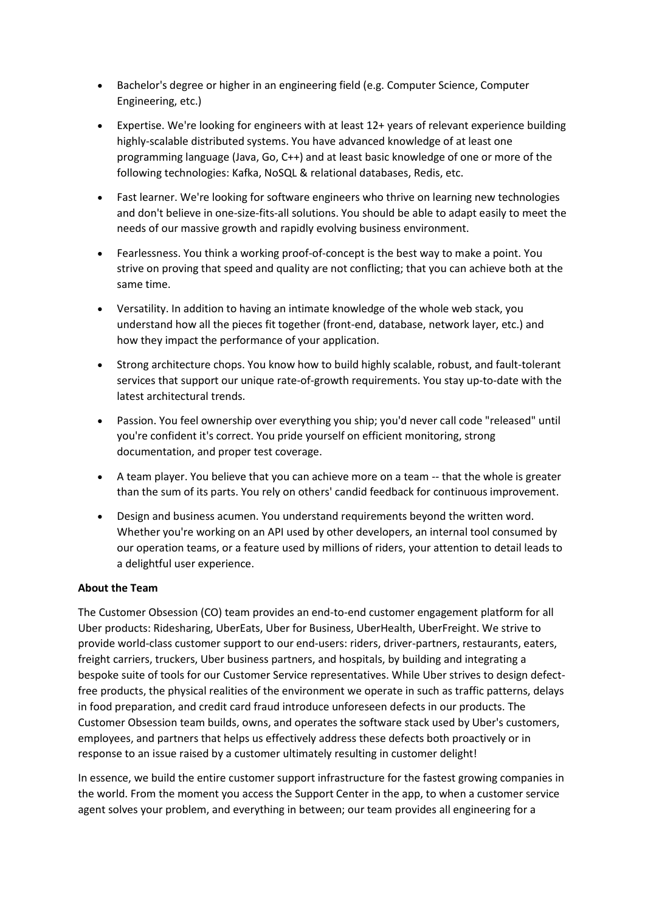- Bachelor's degree or higher in an engineering field (e.g. Computer Science, Computer Engineering, etc.)
- Expertise. We're looking for engineers with at least 12+ years of relevant experience building highly-scalable distributed systems. You have advanced knowledge of at least one programming language (Java, Go, C++) and at least basic knowledge of one or more of the following technologies: Kafka, NoSQL & relational databases, Redis, etc.
- Fast learner. We're looking for software engineers who thrive on learning new technologies and don't believe in one-size-fits-all solutions. You should be able to adapt easily to meet the needs of our massive growth and rapidly evolving business environment.
- Fearlessness. You think a working proof-of-concept is the best way to make a point. You strive on proving that speed and quality are not conflicting; that you can achieve both at the same time.
- Versatility. In addition to having an intimate knowledge of the whole web stack, you understand how all the pieces fit together (front-end, database, network layer, etc.) and how they impact the performance of your application.
- Strong architecture chops. You know how to build highly scalable, robust, and fault-tolerant services that support our unique rate-of-growth requirements. You stay up-to-date with the latest architectural trends.
- Passion. You feel ownership over everything you ship; you'd never call code "released" until you're confident it's correct. You pride yourself on efficient monitoring, strong documentation, and proper test coverage.
- A team player. You believe that you can achieve more on a team -- that the whole is greater than the sum of its parts. You rely on others' candid feedback for continuous improvement.
- Design and business acumen. You understand requirements beyond the written word. Whether you're working on an API used by other developers, an internal tool consumed by our operation teams, or a feature used by millions of riders, your attention to detail leads to a delightful user experience.

**About the Team**

The Customer Obsession (CO) team provides an end-to-end customer engagement platform for all Uber products: Ridesharing, UberEats, Uber for Business, UberHealth, UberFreight. We strive to provide world-class customer support to our end-users: riders, driver-partners, restaurants, eaters, freight carriers, truckers, Uber business partners, and hospitals, by building and integrating a bespoke suite of tools for our Customer Service representatives. While Uber strives to design defect-free products, the physical realities of the environment we operate in such as traffic patterns, delays in food preparation, and credit card fraud introduce unforeseen defects in our products. The Customer Obsession team builds, owns, and operates the software stack used by Uber's customers, employees, and partners that helps us effectively address these defects both proactively or in response to an issue raised by a customer ultimately resulting in customer delight!

In essence, we build the entire customer support infrastructure for the fastest growing companies in the world. From the moment you access the Support Center in the app, to when a customer service agent solves your problem, and everything in between; our team provides all engineering for a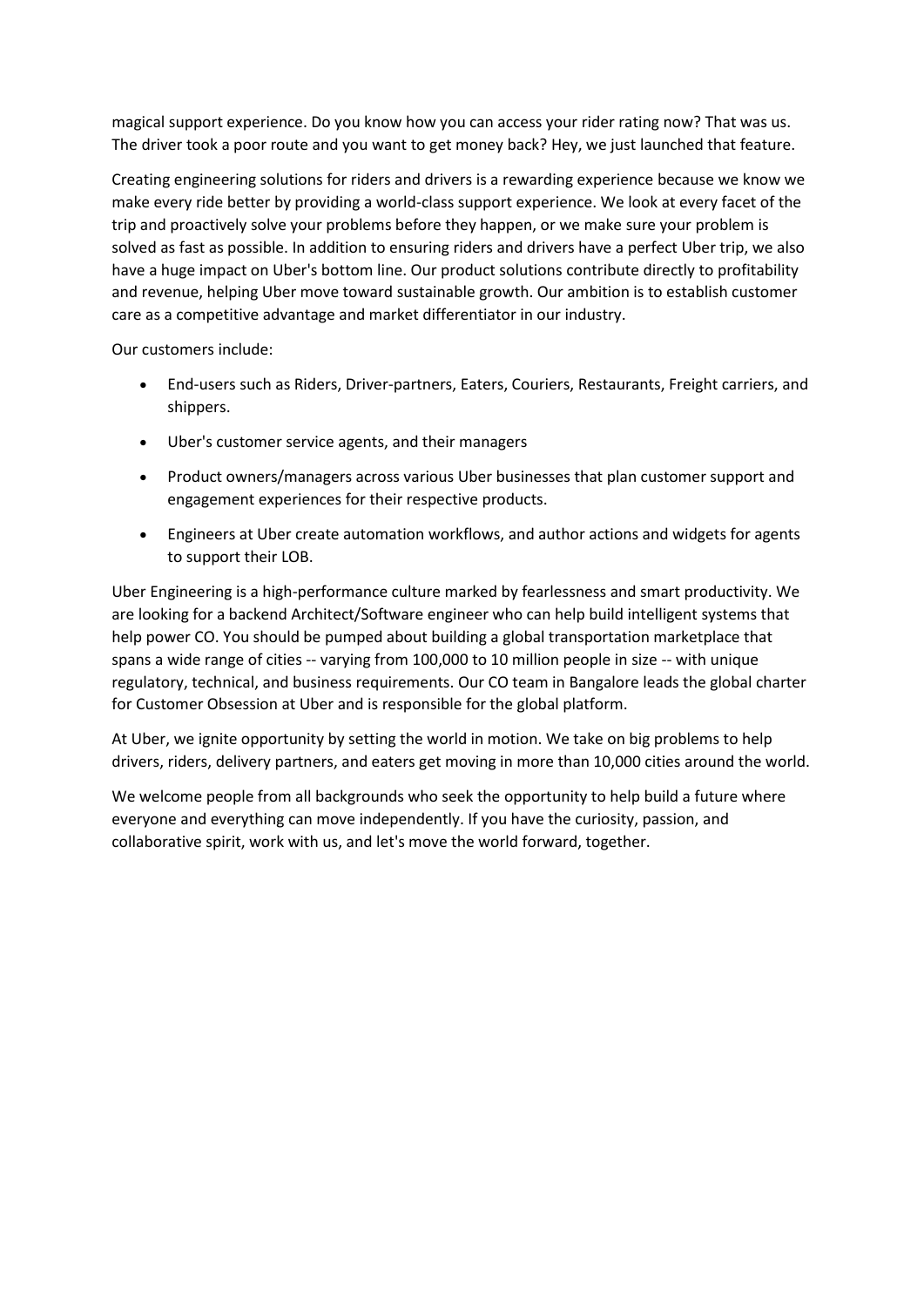magical support experience. Do you know how you can access your rider rating now? That was us. The driver took a poor route and you want to get money back? Hey, we just launched that feature.

Creating engineering solutions for riders and drivers is a rewarding experience because we know we make every ride better by providing a world-class support experience. We look at every facet of the trip and proactively solve your problems before they happen, or we make sure your problem is solved as fast as possible. In addition to ensuring riders and drivers have a perfect Uber trip, we also have a huge impact on Uber's bottom line. Our product solutions contribute directly to profitability and revenue, helping Uber move toward sustainable growth. Our ambition is to establish customer care as a competitive advantage and market differentiator in our industry.

Our customers include:

- End-users such as Riders, Driver-partners, Eaters, Couriers, Restaurants, Freight carriers, and shippers.
- Uber's customer service agents, and their managers
- Product owners/managers across various Uber businesses that plan customer support and engagement experiences for their respective products.
- Engineers at Uber create automation workflows, and author actions and widgets for agents to support their LOB.

Uber Engineering is a high-performance culture marked by fearlessness and smart productivity. We are looking for a backend Architect/Software engineer who can help build intelligent systems that help power CO. You should be pumped about building a global transportation marketplace that spans a wide range of cities -- varying from 100,000 to 10 million people in size -- with unique regulatory, technical, and business requirements. Our CO team in Bangalore leads the global charter for Customer Obsession at Uber and is responsible for the global platform.

At Uber, we ignite opportunity by setting the world in motion. We take on big problems to help drivers, riders, delivery partners, and eaters get moving in more than 10,000 cities around the world.

We welcome people from all backgrounds who seek the opportunity to help build a future where everyone and everything can move independently. If you have the curiosity, passion, and collaborative spirit, work with us, and let's move the world forward, together.